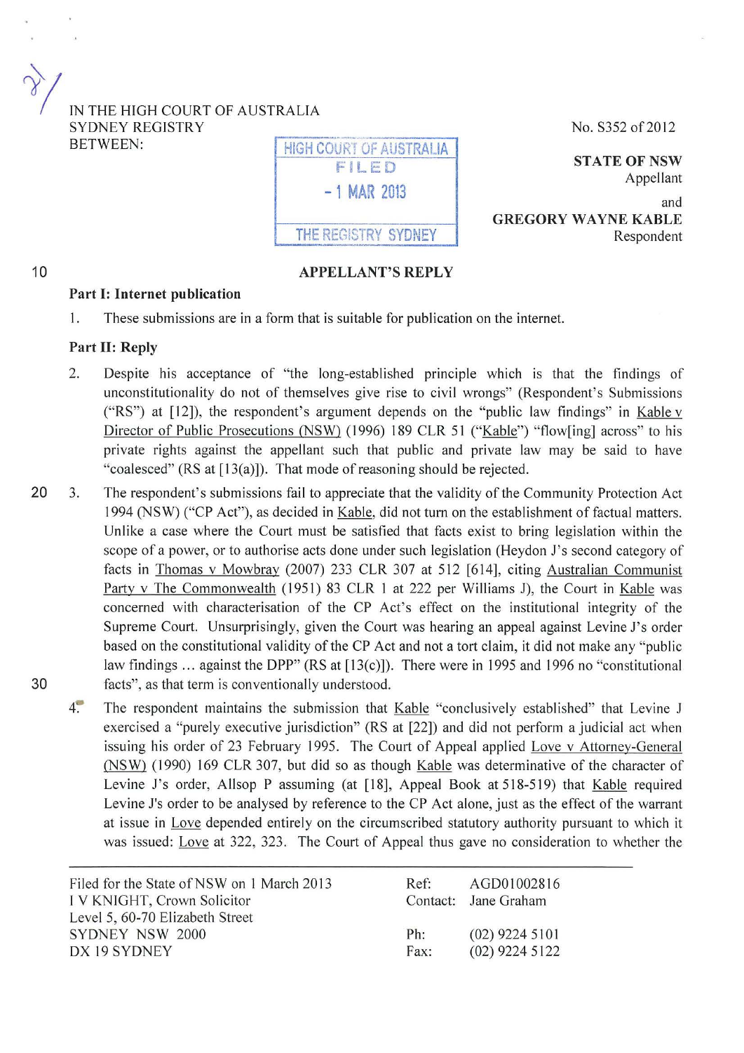IN THE HIGH COURT OF AUSTRALIA
SYDNEY REGISTRY
BETWEEN:

HIGH COURT OF AUSTRALIA
FILED
- 1 MAR 2013
THE REGISTRY SYDNEY

No. S352 of 2012

**STATE OF NSW**
Appellant

and

**GREGORY WAYNE KABLE**
Respondent

## APPELLANT'S REPLY

### Part I: Internet publication

1. These submissions are in a form that is suitable for publication on the internet.

### Part II: Reply

2. Despite his acceptance of "the long-established principle which is that the findings of unconstitutionality do not of themselves give rise to civil wrongs" (Respondent's Submissions ("RS") at [12]), the respondent's argument depends on the "public law findings" in Kable v Director of Public Prosecutions (NSW) (1996) 189 CLR 51 ("Kable") "flow[ing] across" to his private rights against the appellant such that public and private law may be said to have "coalesced" (RS at [13(a)]). That mode of reasoning should be rejected.

3. The respondent's submissions fail to appreciate that the validity of the Community Protection Act 1994 (NSW) ("CP Act"), as decided in Kable, did not turn on the establishment of factual matters. Unlike a case where the Court must be satisfied that facts exist to bring legislation within the scope of a power, or to authorise acts done under such legislation (Heydon J's second category of facts in Thomas v Mowbray (2007) 233 CLR 307 at 512 [614], citing Australian Communist Party v The Commonwealth (1951) 83 CLR 1 at 222 per Williams J), the Court in Kable was concerned with characterisation of the CP Act's effect on the institutional integrity of the Supreme Court. Unsurprisingly, given the Court was hearing an appeal against Levine J's order based on the constitutional validity of the CP Act and not a tort claim, it did not make any "public law findings ... against the DPP" (RS at [13(c)]). There were in 1995 and 1996 no "constitutional facts", as that term is conventionally understood.

4. The respondent maintains the submission that Kable "conclusively established" that Levine J exercised a "purely executive jurisdiction" (RS at [22]) and did not perform a judicial act when issuing his order of 23 February 1995. The Court of Appeal applied Love v Attorney-General (NSW) (1990) 169 CLR 307, but did so as though Kable was determinative of the character of Levine J's order, Allsop P assuming (at [18], Appeal Book at 518-519) that Kable required Levine J's order to be analysed by reference to the CP Act alone, just as the effect of the warrant at issue in Love depended entirely on the circumscribed statutory authority pursuant to which it was issued: Love at 322, 323. The Court of Appeal thus gave no consideration to whether the

Filed for the State of NSW on 1 March 2013
I V KNIGHT, Crown Solicitor
Level 5, 60-70 Elizabeth Street
SYDNEY NSW 2000
DX 19 SYDNEY

Ref: AGD01002816
Contact: Jane Graham
Ph: (02) 9224 5101
Fax: (02) 9224 5122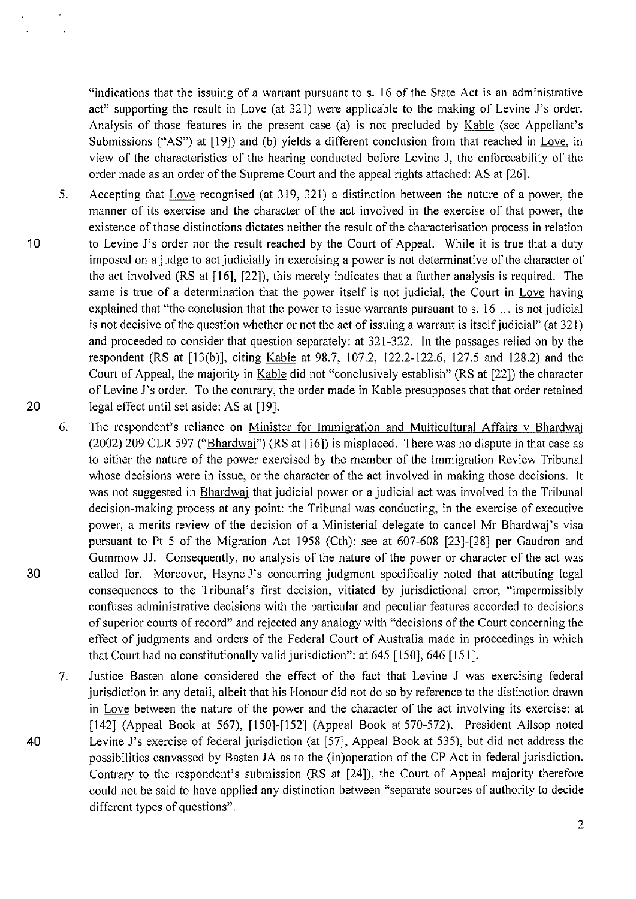"indications that the issuing of a warrant pursuant to s. 16 of the State Act is an administrative act" supporting the result in Love (at 321) were applicable to the making of Levine J's order. Analysis of those features in the present case (a) is not precluded by Kable (see Appellant's Submissions ("AS") at [19]) and (b) yields a different conclusion from that reached in Love, in view of the characteristics of the hearing conducted before Levine J, the enforceability of the order made as an order of the Supreme Court and the appeal rights attached: AS at [26].

5. Accepting that Love recognised (at 319, 321) a distinction between the nature of a power, the manner of its exercise and the character of the act involved in the exercise of that power, the existence of those distinctions dictates neither the result of the characterisation process in relation to Levine J's order nor the result reached by the Court of Appeal. While it is true that a duty imposed on a judge to act judicially in exercising a power is not determinative of the character of the act involved (RS at [16], [22]), this merely indicates that a further analysis is required. The same is true of a determination that the power itself is not judicial, the Court in Love having explained that "the conclusion that the power to issue warrants pursuant to s. 16 ... is not judicial is not decisive of the question whether or not the act of issuing a warrant is itself judicial" (at 321) and proceeded to consider that question separately: at 321-322. In the passages relied on by the respondent (RS at [13(b)], citing Kable at 98.7, 107.2, 122.2-122.6, 127.5 and 128.2) and the Court of Appeal, the majority in Kable did not "conclusively establish" (RS at [22]) the character of Levine J's order. To the contrary, the order made in Kable presupposes that that order retained legal effect until set aside: AS at [19].

6. The respondent's reliance on Minister for Immigration and Multicultural Affairs v Bhardwaj (2002) 209 CLR 597 ("Bhardwaj") (RS at [16]) is misplaced. There was no dispute in that case as to either the nature of the power exercised by the member of the Immigration Review Tribunal whose decisions were in issue, or the character of the act involved in making those decisions. It was not suggested in Bhardwaj that judicial power or a judicial act was involved in the Tribunal decision-making process at any point: the Tribunal was conducting, in the exercise of executive power, a merits review of the decision of a Ministerial delegate to cancel Mr Bhardwaj's visa pursuant to Pt 5 of the Migration Act 1958 (Cth): see at 607-608 [23]-[28] per Gaudron and Gummow JJ. Consequently, no analysis of the nature of the power or character of the act was called for. Moreover, Hayne J's concurring judgment specifically noted that attributing legal consequences to the Tribunal's first decision, vitiated by jurisdictional error, "impermissibly confuses administrative decisions with the particular and peculiar features accorded to decisions of superior courts of record" and rejected any analogy with "decisions of the Court concerning the effect of judgments and orders of the Federal Court of Australia made in proceedings in which that Court had no constitutionally valid jurisdiction": at 645 [150], 646 [151].

7. Justice Basten alone considered the effect of the fact that Levine J was exercising federal jurisdiction in any detail, albeit that his Honour did not do so by reference to the distinction drawn in Love between the nature of the power and the character of the act involving its exercise: at [142] (Appeal Book at 567), [150]-[152] (Appeal Book at 570-572). President Allsop noted Levine J's exercise of federal jurisdiction (at [57], Appeal Book at 535), but did not address the possibilities canvassed by Basten JA as to the (in)operation of the CP Act in federal jurisdiction. Contrary to the respondent's submission (RS at [24]), the Court of Appeal majority therefore could not be said to have applied any distinction between "separate sources of authority to decide different types of questions".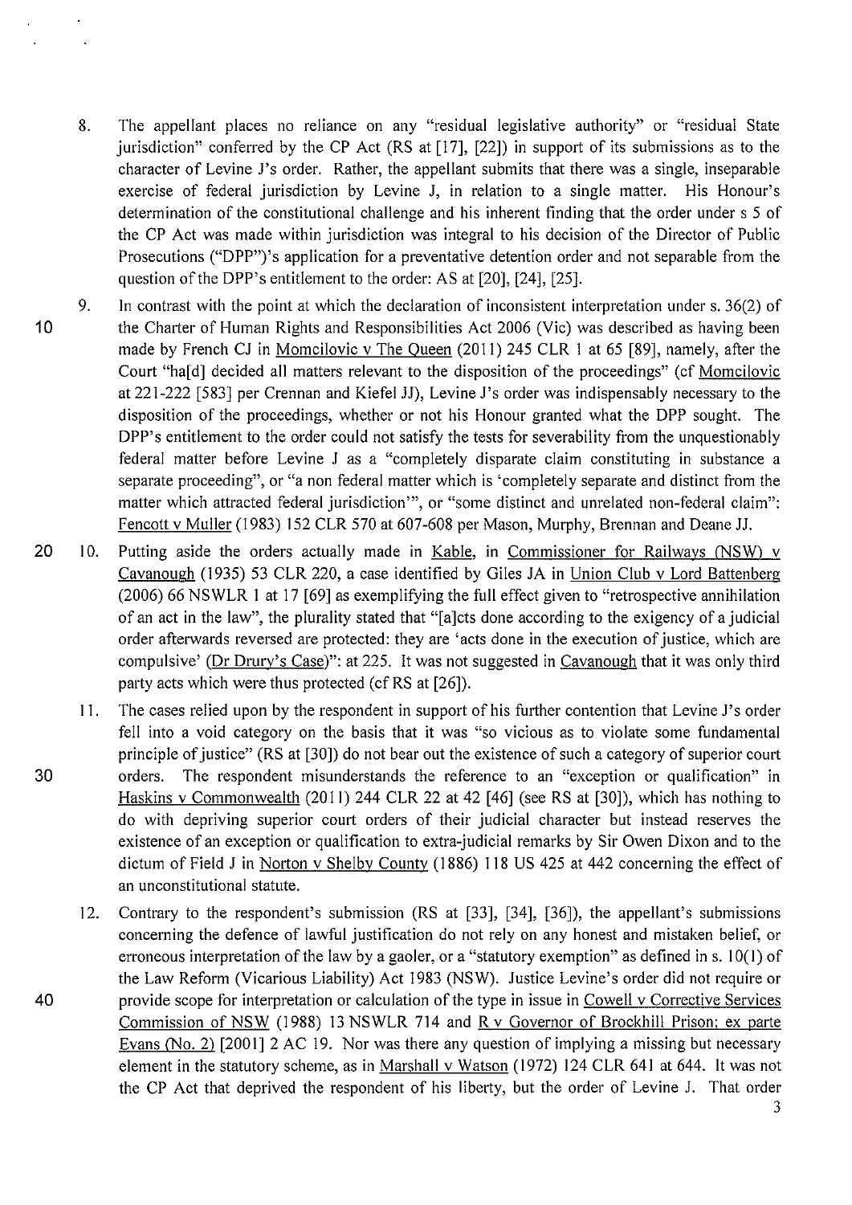8. The appellant places no reliance on any "residual legislative authority" or "residual State jurisdiction" conferred by the CP Act (RS at [17], [22]) in support of its submissions as to the character of Levine J's order. Rather, the appellant submits that there was a single, inseparable exercise of federal jurisdiction by Levine J, in relation to a single matter. His Honour's determination of the constitutional challenge and his inherent finding that the order under s 5 of the CP Act was made within jurisdiction was integral to his decision of the Director of Public Prosecutions ("DPP")'s application for a preventative detention order and not separable from the question of the DPP's entitlement to the order: AS at [20], [24], [25].

9. In contrast with the point at which the declaration of inconsistent interpretation under s. 36(2) of the Charter of Human Rights and Responsibilities Act 2006 (Vic) was described as having been made by French CJ in Momcilovic v The Queen (2011) 245 CLR 1 at 65 [89], namely, after the Court "ha[d] decided all matters relevant to the disposition of the proceedings" (cf Momcilovic at 221-222 [583] per Crennan and Kiefel JJ), Levine J's order was indispensably necessary to the disposition of the proceedings, whether or not his Honour granted what the DPP sought. The DPP's entitlement to the order could not satisfy the tests for severability from the unquestionably federal matter before Levine J as a "completely disparate claim constituting in substance a separate proceeding", or "a non federal matter which is 'completely separate and distinct from the matter which attracted federal jurisdiction'", or "some distinct and unrelated non-federal claim": Fencott v Muller (1983) 152 CLR 570 at 607-608 per Mason, Murphy, Brennan and Deane JJ.

10. Putting aside the orders actually made in Kable, in Commissioner for Railways (NSW) v Cavanough (1935) 53 CLR 220, a case identified by Giles JA in Union Club v Lord Battenberg (2006) 66 NSWLR 1 at 17 [69] as exemplifying the full effect given to "retrospective annihilation of an act in the law", the plurality stated that "[a]cts done according to the exigency of a judicial order afterwards reversed are protected: they are 'acts done in the execution of justice, which are compulsive' (Dr Drury's Case)": at 225. It was not suggested in Cavanough that it was only third party acts which were thus protected (cf RS at [26]).

11. The cases relied upon by the respondent in support of his further contention that Levine J's order fell into a void category on the basis that it was "so vicious as to violate some fundamental principle of justice" (RS at [30]) do not bear out the existence of such a category of superior court orders. The respondent misunderstands the reference to an "exception or qualification" in Haskins v Commonwealth (2011) 244 CLR 22 at 42 [46] (see RS at [30]), which has nothing to do with depriving superior court orders of their judicial character but instead reserves the existence of an exception or qualification to extra-judicial remarks by Sir Owen Dixon and to the dictum of Field J in Norton v Shelby County (1886) 118 US 425 at 442 concerning the effect of an unconstitutional statute.

12. Contrary to the respondent's submission (RS at [33], [34], [36]), the appellant's submissions concerning the defence of lawful justification do not rely on any honest and mistaken belief, or erroneous interpretation of the law by a gaoler, or a "statutory exemption" as defined in s. 10(1) of the Law Reform (Vicarious Liability) Act 1983 (NSW). Justice Levine's order did not require or provide scope for interpretation or calculation of the type in issue in Cowell v Corrective Services Commission of NSW (1988) 13 NSWLR 714 and R v Governor of Brockhill Prison; ex parte Evans (No. 2) [2001] 2 AC 19. Nor was there any question of implying a missing but necessary element in the statutory scheme, as in Marshall v Watson (1972) 124 CLR 641 at 644. It was not the CP Act that deprived the respondent of his liberty, but the order of Levine J. That order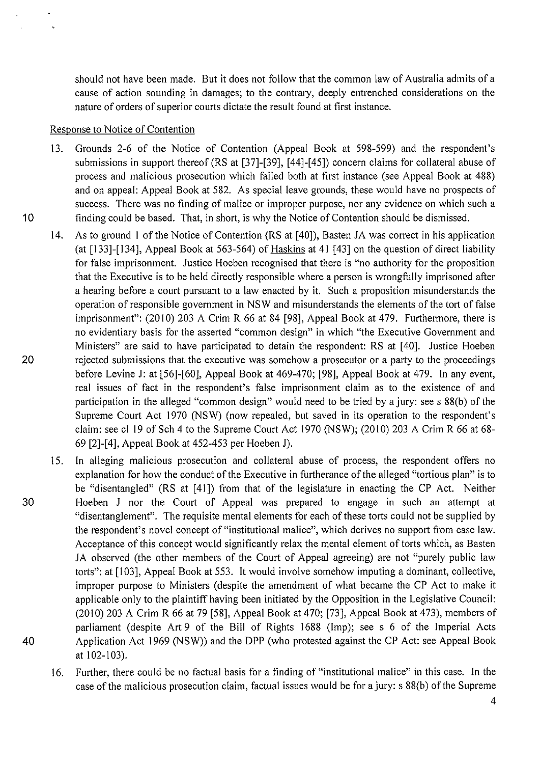should not have been made. But it does not follow that the common law of Australia admits of a cause of action sounding in damages; to the contrary, deeply entrenched considerations on the nature of orders of superior courts dictate the result found at first instance.

Response to Notice of Contention

13. Grounds 2-6 of the Notice of Contention (Appeal Book at 598-599) and the respondent's submissions in support thereof (RS at [37]-[39], [44]-[45]) concern claims for collateral abuse of process and malicious prosecution which failed both at first instance (see Appeal Book at 488) and on appeal: Appeal Book at 582. As special leave grounds, these would have no prospects of success. There was no finding of malice or improper purpose, nor any evidence on which such a finding could be based. That, in short, is why the Notice of Contention should be dismissed.

14. As to ground 1 of the Notice of Contention (RS at [40]), Basten JA was correct in his application (at [133]-[134], Appeal Book at 563-564) of Haskins at 41 [43] on the question of direct liability for false imprisonment. Justice Hoeben recognised that there is "no authority for the proposition that the Executive is to be held directly responsible where a person is wrongfully imprisoned after a hearing before a court pursuant to a law enacted by it. Such a proposition misunderstands the operation of responsible government in NSW and misunderstands the elements of the tort of false imprisonment": (2010) 203 A Crim R 66 at 84 [98], Appeal Book at 479. Furthermore, there is no evidentiary basis for the asserted "common design" in which "the Executive Government and Ministers" are said to have participated to detain the respondent: RS at [40]. Justice Hoeben rejected submissions that the executive was somehow a prosecutor or a party to the proceedings before Levine J: at [56]-[60], Appeal Book at 469-470; [98], Appeal Book at 479. In any event, real issues of fact in the respondent's false imprisonment claim as to the existence of and participation in the alleged "common design" would need to be tried by a jury: see s 88(b) of the Supreme Court Act 1970 (NSW) (now repealed, but saved in its operation to the respondent's claim: see cl 19 of Sch 4 to the Supreme Court Act 1970 (NSW); (2010) 203 A Crim R 66 at 68-69 [2]-[4], Appeal Book at 452-453 per Hoeben J).

15. In alleging malicious prosecution and collateral abuse of process, the respondent offers no explanation for how the conduct of the Executive in furtherance of the alleged "tortious plan" is to be "disentangled" (RS at [41]) from that of the legislature in enacting the CP Act. Neither Hoeben J nor the Court of Appeal was prepared to engage in such an attempt at "disentanglement". The requisite mental elements for each of these torts could not be supplied by the respondent's novel concept of "institutional malice", which derives no support from case law. Acceptance of this concept would significantly relax the mental element of torts which, as Basten JA observed (the other members of the Court of Appeal agreeing) are not "purely public law torts": at [103], Appeal Book at 553. It would involve somehow imputing a dominant, collective, improper purpose to Ministers (despite the amendment of what became the CP Act to make it applicable only to the plaintiff having been initiated by the Opposition in the Legislative Council: (2010) 203 A Crim R 66 at 79 [58], Appeal Book at 470; [73], Appeal Book at 473), members of parliament (despite Art 9 of the Bill of Rights 1688 (Imp); see s 6 of the Imperial Acts Application Act 1969 (NSW)) and the DPP (who protested against the CP Act: see Appeal Book at 102-103).

16. Further, there could be no factual basis for a finding of "institutional malice" in this case. In the case of the malicious prosecution claim, factual issues would be for a jury: s 88(b) of the Supreme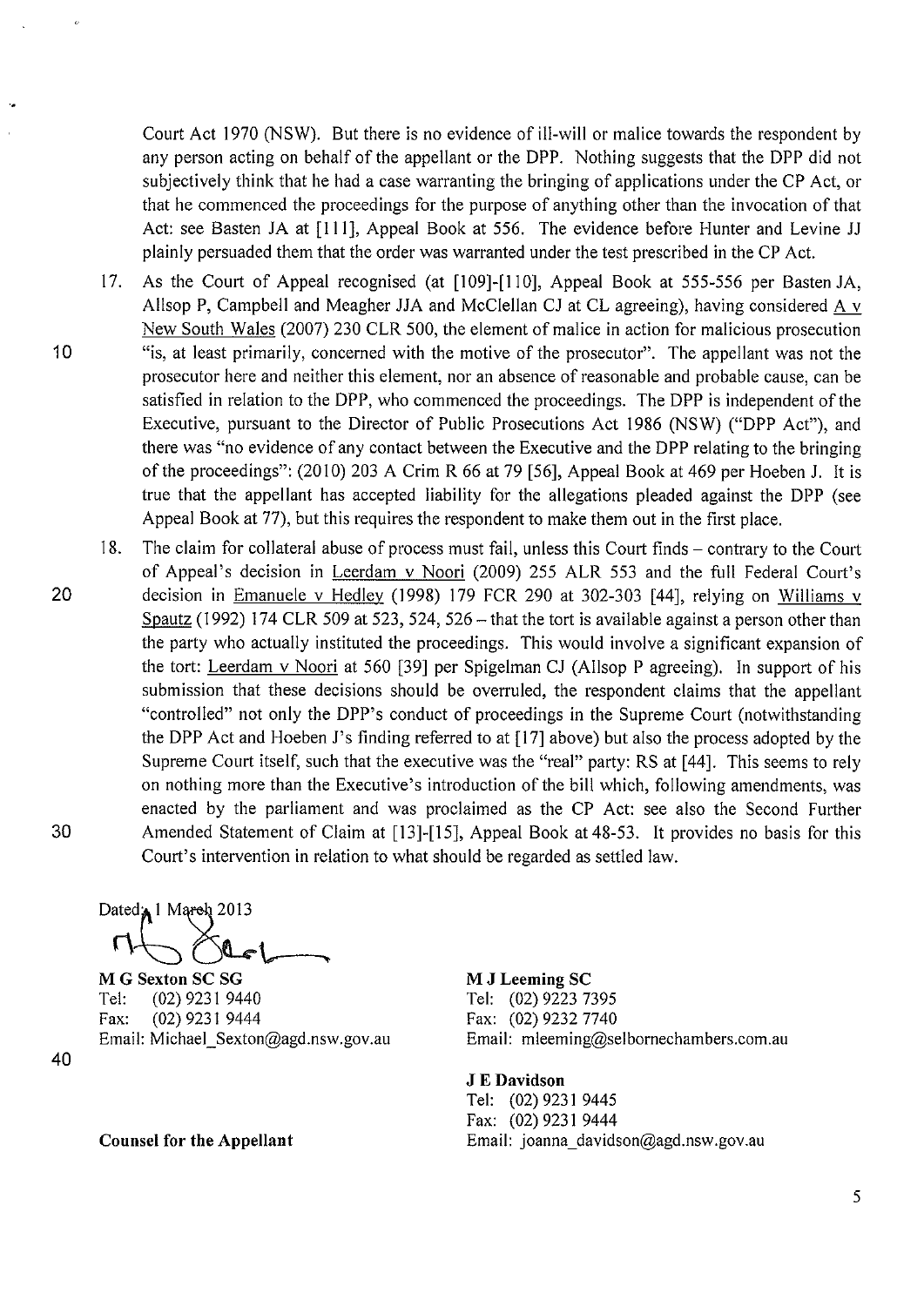Court Act 1970 (NSW). But there is no evidence of ill-will or malice towards the respondent by any person acting on behalf of the appellant or the DPP. Nothing suggests that the DPP did not subjectively think that he had a case warranting the bringing of applications under the CP Act, or that he commenced the proceedings for the purpose of anything other than the invocation of that Act: see Basten JA at [111], Appeal Book at 556. The evidence before Hunter and Levine JJ plainly persuaded them that the order was warranted under the test prescribed in the CP Act.

17. As the Court of Appeal recognised (at [109]-[110], Appeal Book at 555-556 per Basten JA, Allsop P, Campbell and Meagher JJA and McClellan CJ at CL agreeing), having considered A v New South Wales (2007) 230 CLR 500, the element of malice in action for malicious prosecution "is, at least primarily, concerned with the motive of the prosecutor". The appellant was not the prosecutor here and neither this element, nor an absence of reasonable and probable cause, can be satisfied in relation to the DPP, who commenced the proceedings. The DPP is independent of the Executive, pursuant to the Director of Public Prosecutions Act 1986 (NSW) ("DPP Act"), and there was "no evidence of any contact between the Executive and the DPP relating to the bringing of the proceedings": (2010) 203 A Crim R 66 at 79 [56], Appeal Book at 469 per Hoeben J. It is true that the appellant has accepted liability for the allegations pleaded against the DPP (see Appeal Book at 77), but this requires the respondent to make them out in the first place.

18. The claim for collateral abuse of process must fail, unless this Court finds – contrary to the Court of Appeal's decision in Leerdam v Noori (2009) 255 ALR 553 and the full Federal Court's decision in Emanuele v Hedley (1998) 179 FCR 290 at 302-303 [44], relying on Williams v Spautz (1992) 174 CLR 509 at 523, 524, 526 – that the tort is available against a person other than the party who actually instituted the proceedings. This would involve a significant expansion of the tort: Leerdam v Noori at 560 [39] per Spigelman CJ (Allsop P agreeing). In support of his submission that these decisions should be overruled, the respondent claims that the appellant "controlled" not only the DPP's conduct of proceedings in the Supreme Court (notwithstanding the DPP Act and Hoeben J's finding referred to at [17] above) but also the process adopted by the Supreme Court itself, such that the executive was the "real" party: RS at [44]. This seems to rely on nothing more than the Executive's introduction of the bill which, following amendments, was enacted by the parliament and was proclaimed as the CP Act: see also the Second Further Amended Statement of Claim at [13]-[15], Appeal Book at 48-53. It provides no basis for this Court's intervention in relation to what should be regarded as settled law.

Dated: 1 March 2013

**M G Sexton SC SG**
Tel: (02) 9231 9440
Fax: (02) 9231 9444
Email: Michael_Sexton@agd.nsw.gov.au

**M J Leeming SC**
Tel: (02) 9223 7395
Fax: (02) 9232 7740
Email: mleeming@selbornechambers.com.au

**J E Davidson**
Tel: (02) 9231 9445
Fax: (02) 9231 9444
Email: joanna_davidson@agd.nsw.gov.au

**Counsel for the Appellant**